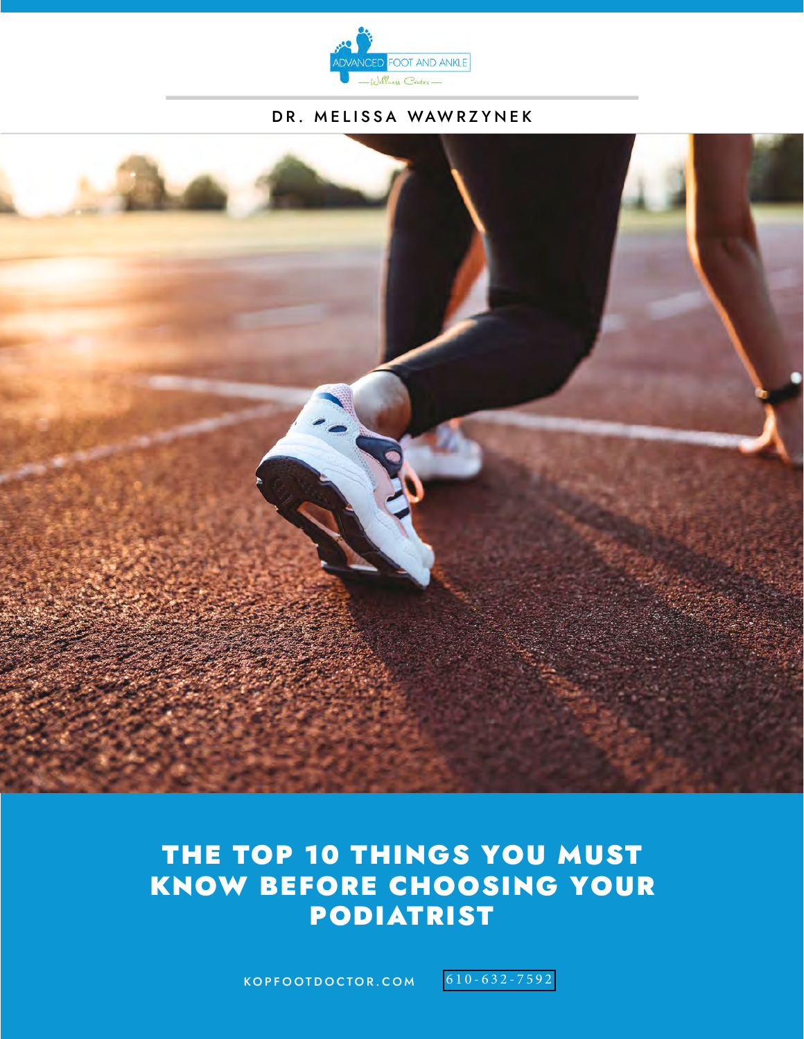ADVANCED FOOT AND ANKLE

Wellness Center

DR. MELISSA WAWRZYNEK

# THE TOP 10 THINGS YOU MUST KNOW BEFORE CHOOSING YOUR PODIATRIST

KOPFOOTDOCTOR.COM 610-632-7592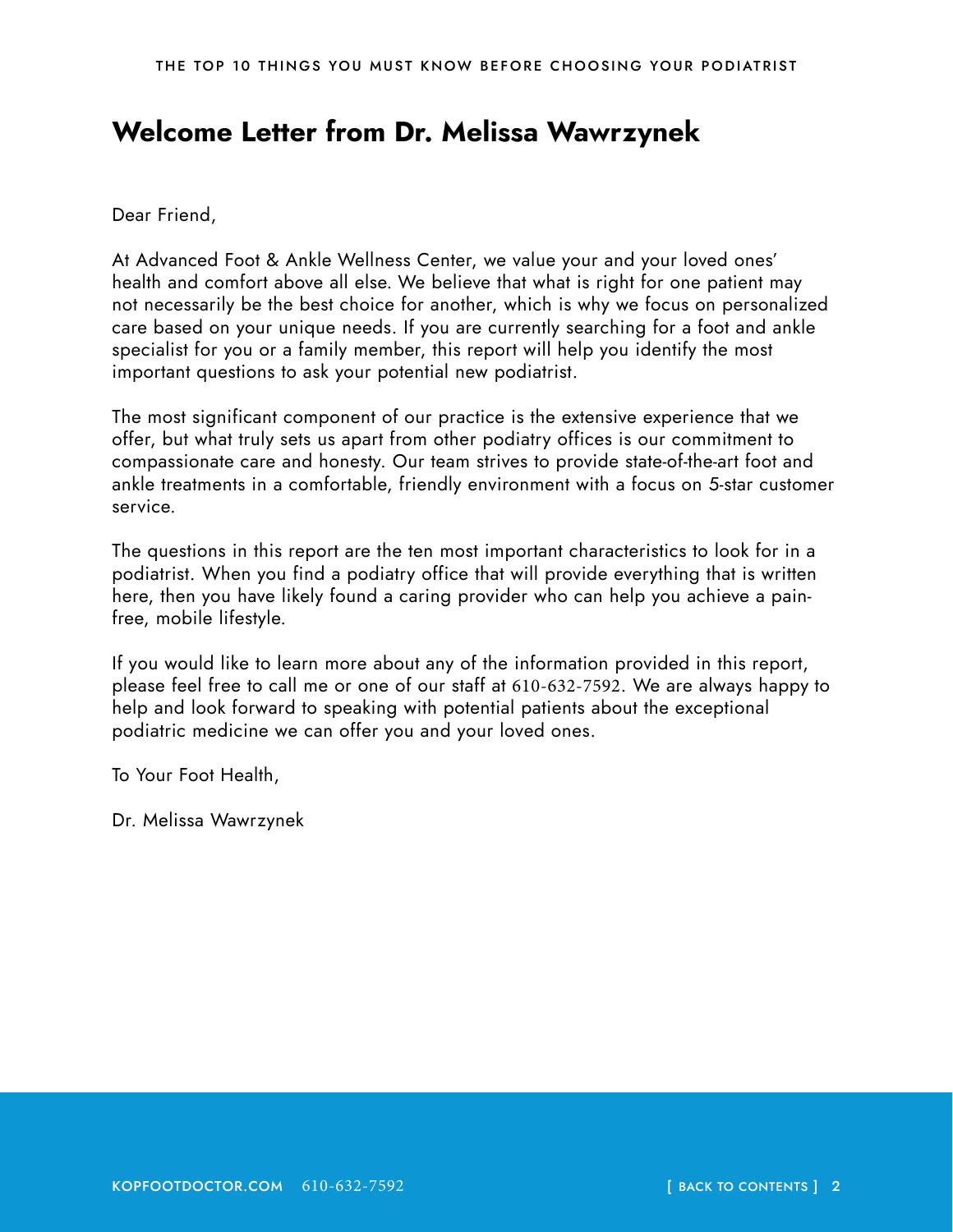# Welcome Letter from Dr. Melissa Wawrzynek

Dear Friend,

At Advanced Foot & Ankle Wellness Center, we value your and your loved ones' health and comfort above all else. We believe that what is right for one patient may not necessarily be the best choice for another, which is why we focus on personalized care based on your unique needs. If you are currently searching for a foot and ankle specialist for you or a family member, this report will help you identify the most important questions to ask your potential new podiatrist.

The most significant component of our practice is the extensive experience that we offer, but what truly sets us apart from other podiatry offices is our commitment to compassionate care and honesty. Our team strives to provide state-of-the-art foot and ankle treatments in a comfortable, friendly environment with a focus on 5-star customer service.

The questions in this report are the ten most important characteristics to look for in a podiatrist. When you find a podiatry office that will provide everything that is written here, then you have likely found a caring provider who can help you achieve a pain-free, mobile lifestyle.

If you would like to learn more about any of the information provided in this report, please feel free to call me or one of our staff at 610-632-7592. We are always happy to help and look forward to speaking with potential patients about the exceptional podiatric medicine we can offer you and your loved ones.

To Your Foot Health,

Dr. Melissa Wawrzynek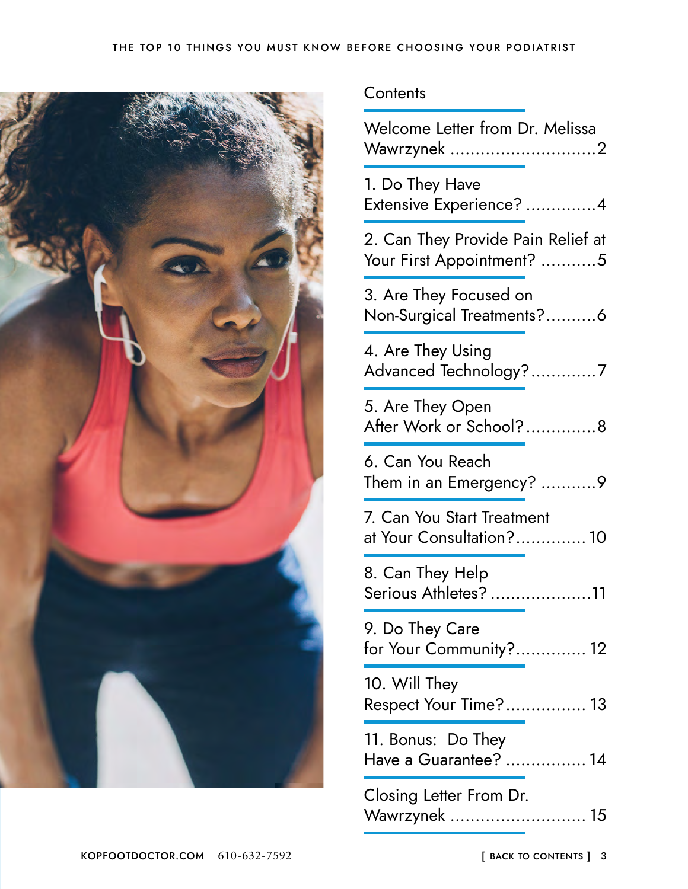## Contents

Welcome Letter from Dr. Melissa Wawrzynek ............................2

1. Do They Have Extensive Experience? ..............4

2. Can They Provide Pain Relief at Your First Appointment? ...........5

3. Are They Focused on Non-Surgical Treatments?..........6

4. Are They Using Advanced Technology?.............7

5. Are They Open After Work or School?..............8

6. Can You Reach Them in an Emergency? ...........9

7. Can You Start Treatment at Your Consultation?.............. 10

8. Can They Help Serious Athletes? ....................11

9. Do They Care for Your Community?.............. 12

10. Will They Respect Your Time?................ 13

11. Bonus: Do They Have a Guarantee? ................ 14

Closing Letter From Dr. Wawrzynek ........................... 15

KOPFOOTDOCTOR.COM 610-632-7592

[ BACK TO CONTENTS ]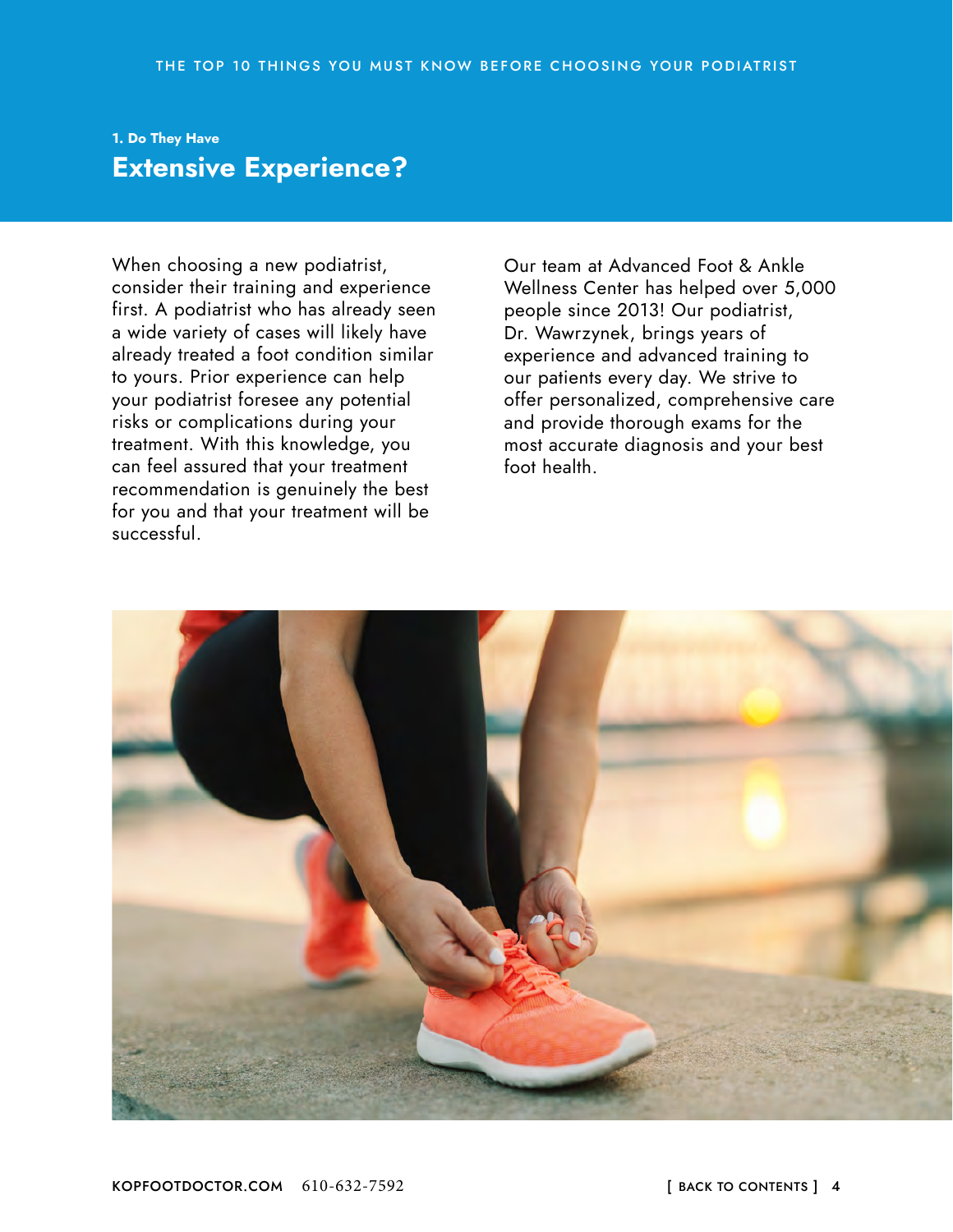## 1. Do They Have

# Extensive Experience?

When choosing a new podiatrist, consider their training and experience first. A podiatrist who has already seen a wide variety of cases will likely have already treated a foot condition similar to yours. Prior experience can help your podiatrist foresee any potential risks or complications during your treatment. With this knowledge, you can feel assured that your treatment recommendation is genuinely the best for you and that your treatment will be successful.

Our team at Advanced Foot & Ankle Wellness Center has helped over 5,000 people since 2013! Our podiatrist, Dr. Wawrzynek, brings years of experience and advanced training to our patients every day. We strive to offer personalized, comprehensive care and provide thorough exams for the most accurate diagnosis and your best foot health.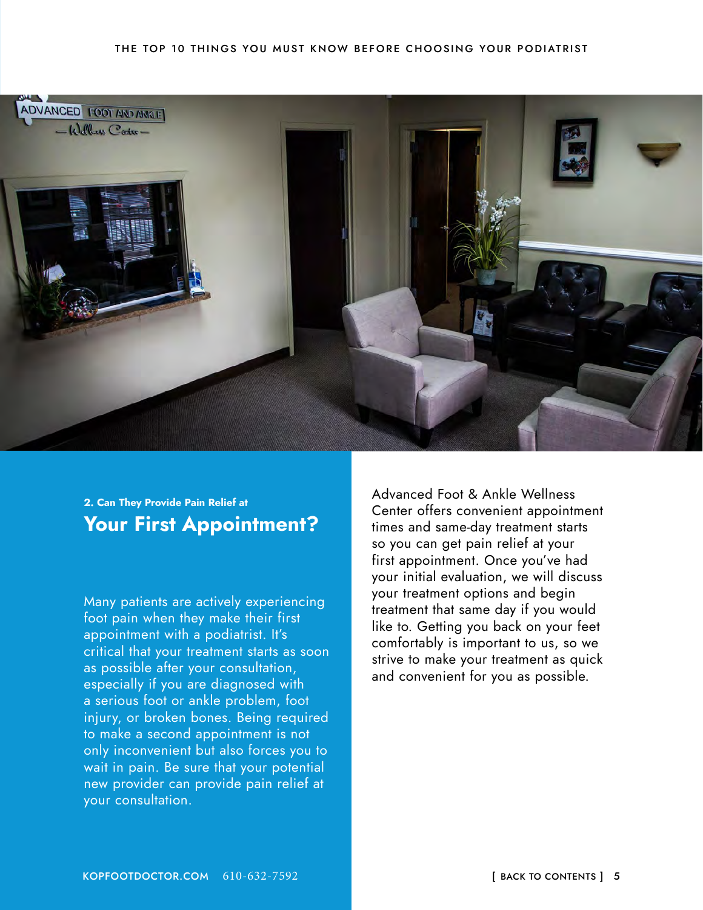## 2. Can They Provide Pain Relief at Your First Appointment?

Many patients are actively experiencing foot pain when they make their first appointment with a podiatrist. It's critical that your treatment starts as soon as possible after your consultation, especially if you are diagnosed with a serious foot or ankle problem, foot injury, or broken bones. Being required to make a second appointment is not only inconvenient but also forces you to wait in pain. Be sure that your potential new provider can provide pain relief at your consultation.

Advanced Foot & Ankle Wellness Center offers convenient appointment times and same-day treatment starts so you can get pain relief at your first appointment. Once you've had your initial evaluation, we will discuss your treatment options and begin treatment that same day if you would like to. Getting you back on your feet comfortably is important to us, so we strive to make your treatment as quick and convenient for you as possible.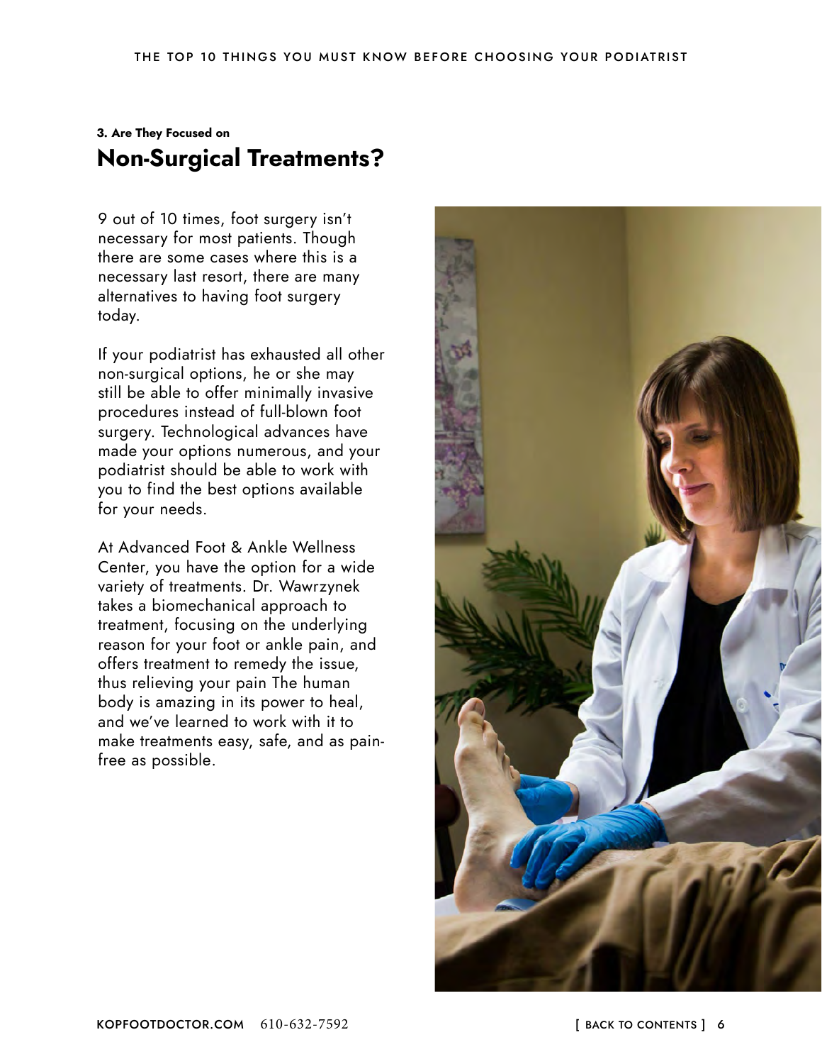### 3. Are They Focused on

## Non-Surgical Treatments?

9 out of 10 times, foot surgery isn't necessary for most patients. Though there are some cases where this is a necessary last resort, there are many alternatives to having foot surgery today.

If your podiatrist has exhausted all other non-surgical options, he or she may still be able to offer minimally invasive procedures instead of full-blown foot surgery. Technological advances have made your options numerous, and your podiatrist should be able to work with you to find the best options available for your needs.

At Advanced Foot & Ankle Wellness Center, you have the option for a wide variety of treatments. Dr. Wawrzynek takes a biomechanical approach to treatment, focusing on the underlying reason for your foot or ankle pain, and offers treatment to remedy the issue, thus relieving your pain The human body is amazing in its power to heal, and we've learned to work with it to make treatments easy, safe, and as pain-free as possible.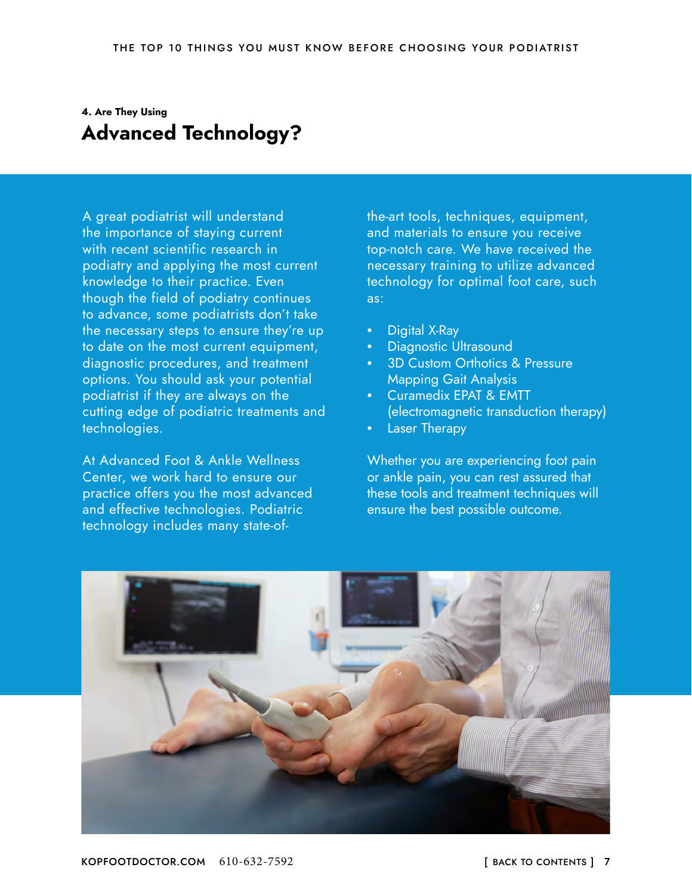#### 4. Are They Using

## Advanced Technology?

A great podiatrist will understand the importance of staying current with recent scientific research in podiatry and applying the most current knowledge to their practice. Even though the field of podiatry continues to advance, some podiatrists don't take the necessary steps to ensure they're up to date on the most current equipment, diagnostic procedures, and treatment options. You should ask your potential podiatrist if they are always on the cutting edge of podiatric treatments and technologies.

At Advanced Foot & Ankle Wellness Center, we work hard to ensure our practice offers you the most advanced and effective technologies. Podiatric technology includes many state-of-the-art tools, techniques, equipment, and materials to ensure you receive top-notch care. We have received the necessary training to utilize advanced technology for optimal foot care, such as:

- Digital X-Ray
- Diagnostic Ultrasound
- 3D Custom Orthotics & Pressure Mapping Gait Analysis
- Curamedix EPAT & EMTT (electromagnetic transduction therapy)
- Laser Therapy

Whether you are experiencing foot pain or ankle pain, you can rest assured that these tools and treatment techniques will ensure the best possible outcome.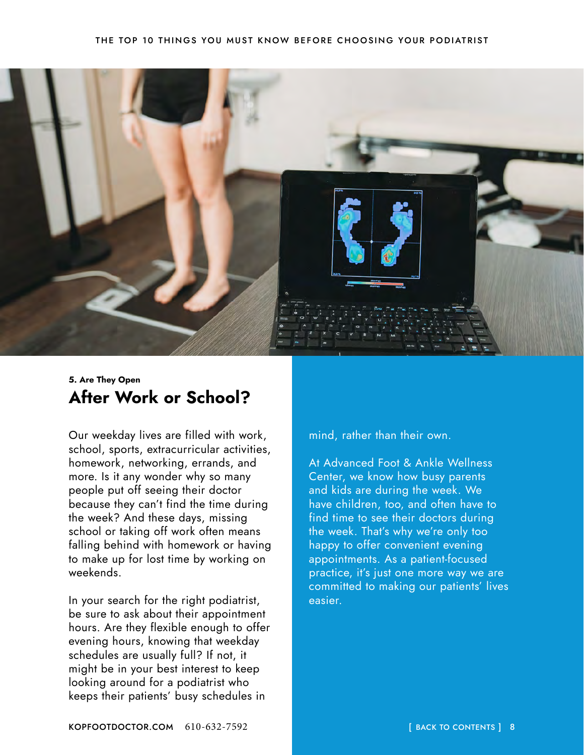**5. Are They Open**

## After Work or School?

Our weekday lives are filled with work, school, sports, extracurricular activities, homework, networking, errands, and more. Is it any wonder why so many people put off seeing their doctor because they can't find the time during the week? And these days, missing school or taking off work often means falling behind with homework or having to make up for lost time by working on weekends.

In your search for the right podiatrist, be sure to ask about their appointment hours. Are they flexible enough to offer evening hours, knowing that weekday schedules are usually full? If not, it might be in your best interest to keep looking around for a podiatrist who keeps their patients' busy schedules in mind, rather than their own.

At Advanced Foot & Ankle Wellness Center, we know how busy parents and kids are during the week. We have children, too, and often have to find time to see their doctors during the week. That's why we're only too happy to offer convenient evening appointments. As a patient-focused practice, it's just one more way we are committed to making our patients' lives easier.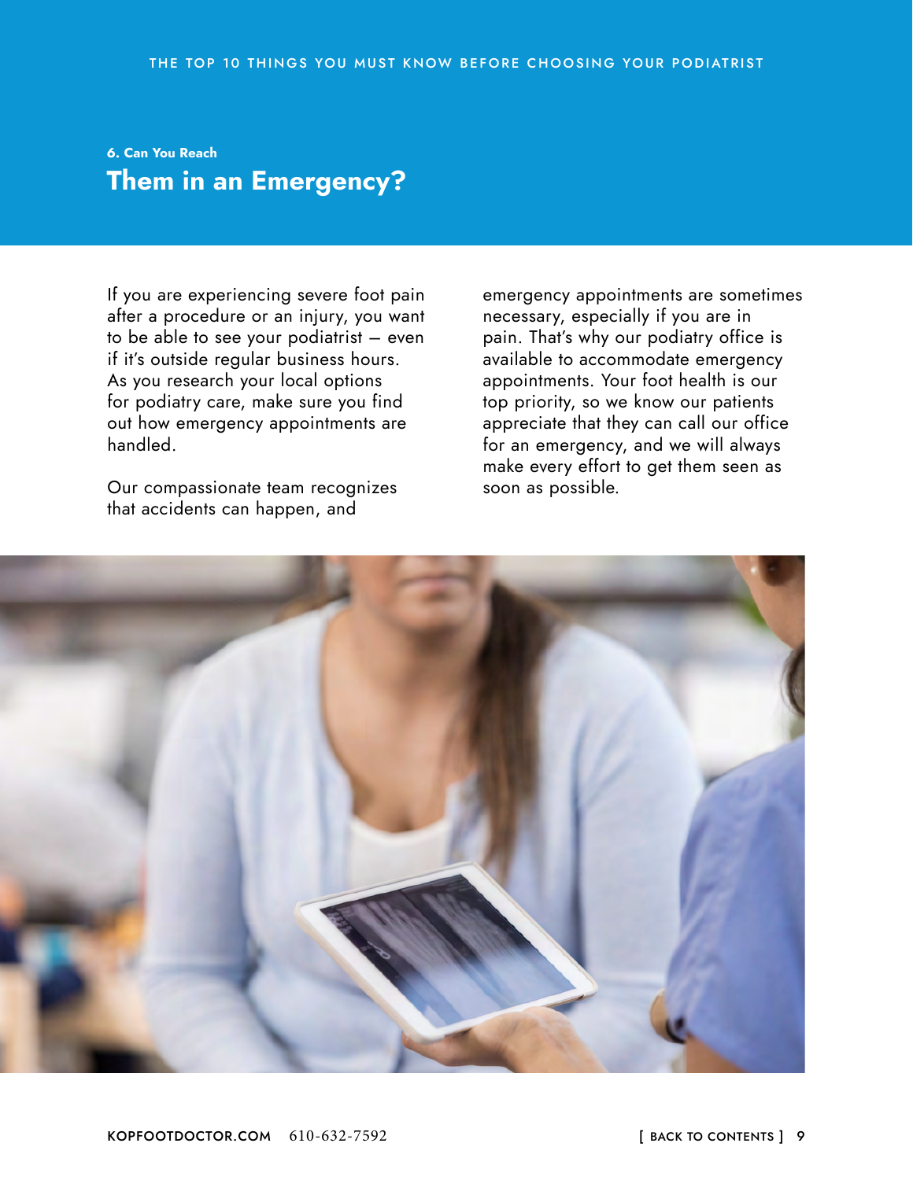## 6. Can You Reach Them in an Emergency?

If you are experiencing severe foot pain after a procedure or an injury, you want to be able to see your podiatrist — even if it's outside regular business hours. As you research your local options for podiatry care, make sure you find out how emergency appointments are handled.

Our compassionate team recognizes that accidents can happen, and emergency appointments are sometimes necessary, especially if you are in pain. That's why our podiatry office is available to accommodate emergency appointments. Your foot health is our top priority, so we know our patients appreciate that they can call our office for an emergency, and we will always make every effort to get them seen as soon as possible.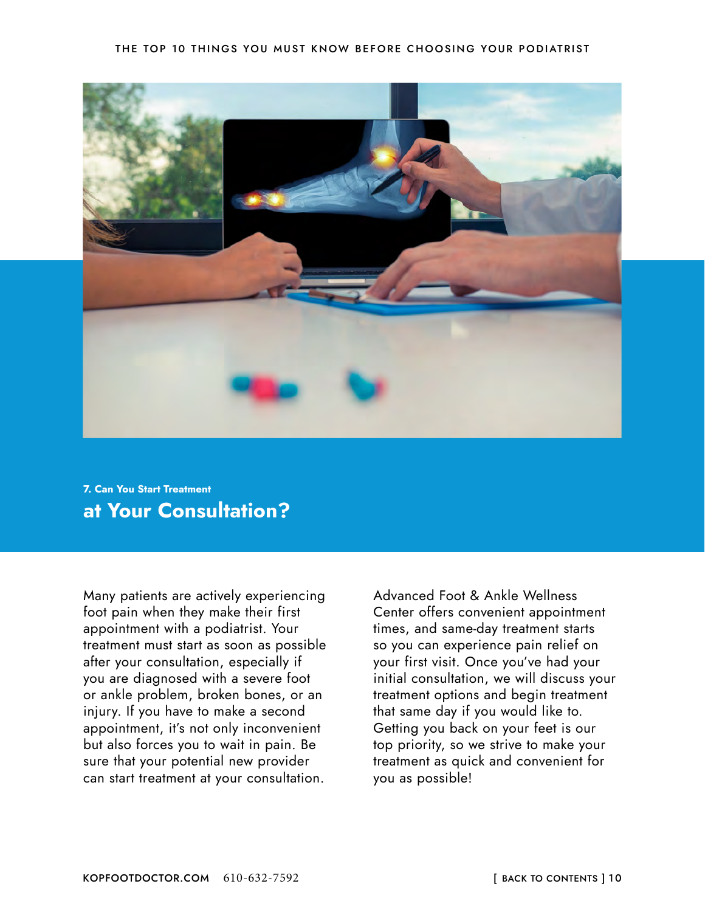## 7. Can You Start Treatment at Your Consultation?

Many patients are actively experiencing foot pain when they make their first appointment with a podiatrist. Your treatment must start as soon as possible after your consultation, especially if you are diagnosed with a severe foot or ankle problem, broken bones, or an injury. If you have to make a second appointment, it's not only inconvenient but also forces you to wait in pain. Be sure that your potential new provider can start treatment at your consultation.

Advanced Foot & Ankle Wellness Center offers convenient appointment times, and same-day treatment starts so you can experience pain relief on your first visit. Once you've had your initial consultation, we will discuss your treatment options and begin treatment that same day if you would like to. Getting you back on your feet is our top priority, so we strive to make your treatment as quick and convenient for you as possible!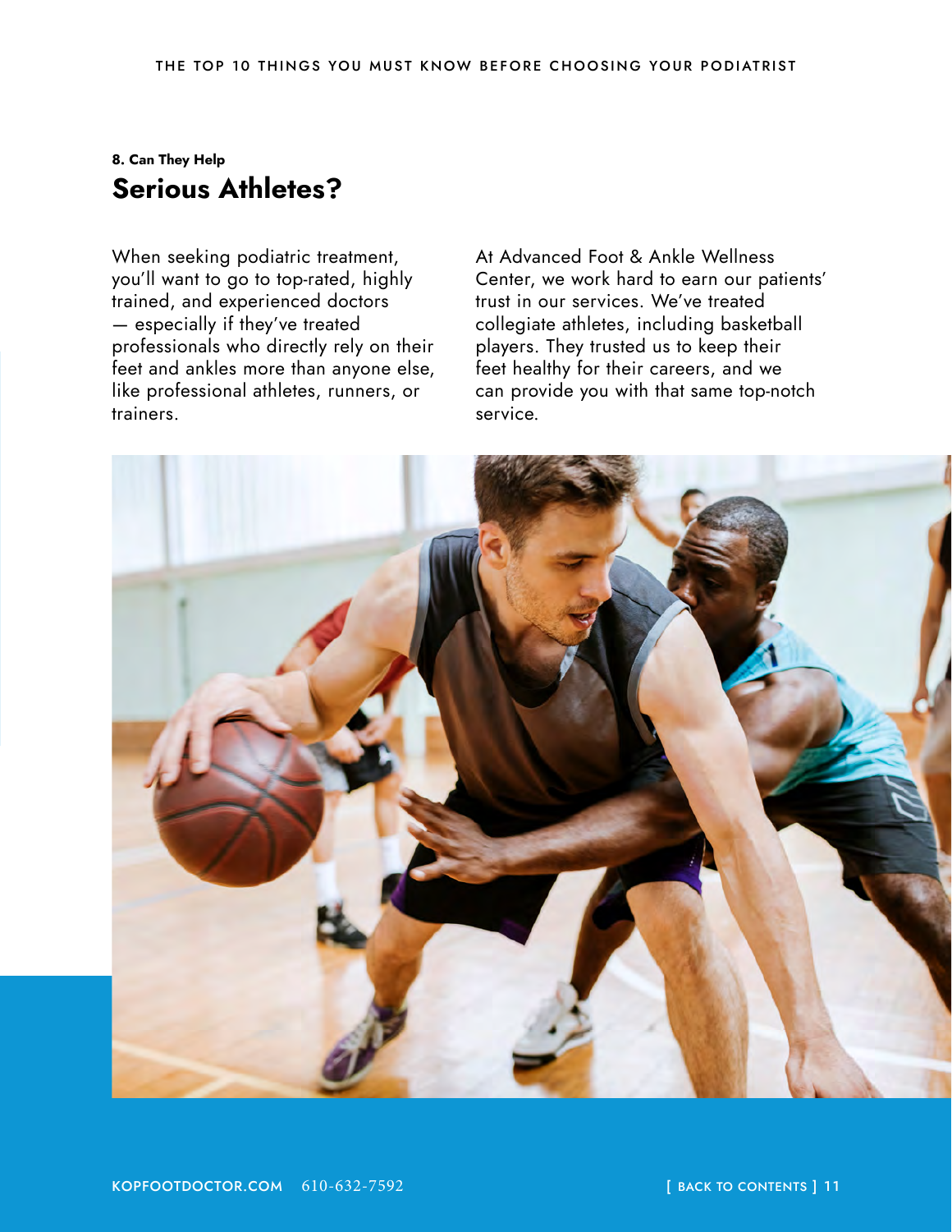**8. Can They Help**

## Serious Athletes?

When seeking podiatric treatment, you'll want to go to top-rated, highly trained, and experienced doctors — especially if they've treated professionals who directly rely on their feet and ankles more than anyone else, like professional athletes, runners, or trainers.

At Advanced Foot & Ankle Wellness Center, we work hard to earn our patients' trust in our services. We've treated collegiate athletes, including basketball players. They trusted us to keep their feet healthy for their careers, and we can provide you with that same top-notch service.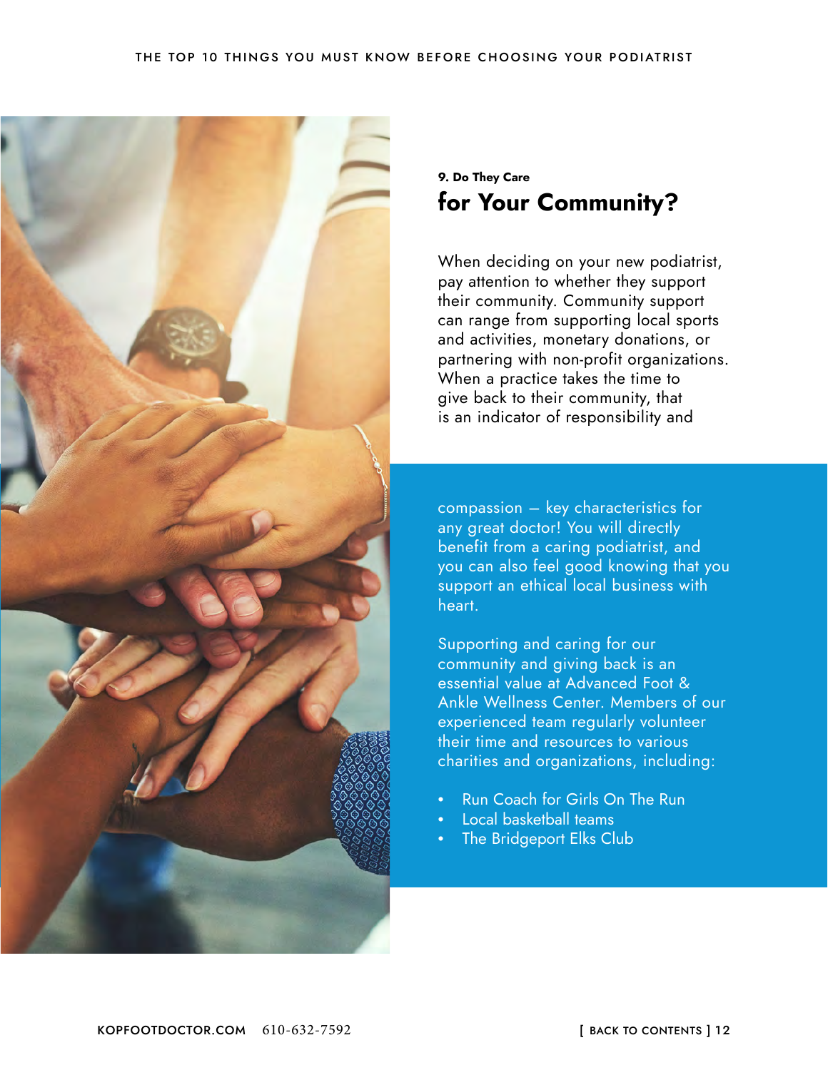## 9. Do They Care for Your Community?

When deciding on your new podiatrist, pay attention to whether they support their community. Community support can range from supporting local sports and activities, monetary donations, or partnering with non-profit organizations. When a practice takes the time to give back to their community, that is an indicator of responsibility and compassion – key characteristics for any great doctor! You will directly benefit from a caring podiatrist, and you can also feel good knowing that you support an ethical local business with heart.

Supporting and caring for our community and giving back is an essential value at Advanced Foot & Ankle Wellness Center. Members of our experienced team regularly volunteer their time and resources to various charities and organizations, including:

- Run Coach for Girls On The Run
- Local basketball teams
- The Bridgeport Elks Club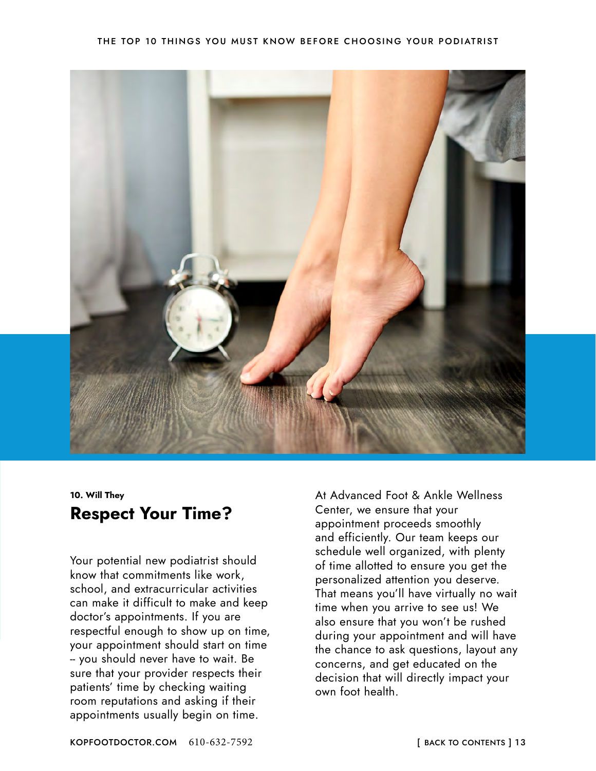**10. Will They**

## Respect Your Time?

Your potential new podiatrist should know that commitments like work, school, and extracurricular activities can make it difficult to make and keep doctor's appointments. If you are respectful enough to show up on time, your appointment should start on time -- you should never have to wait. Be sure that your provider respects their patients' time by checking waiting room reputations and asking if their appointments usually begin on time.

At Advanced Foot & Ankle Wellness Center, we ensure that your appointment proceeds smoothly and efficiently. Our team keeps our schedule well organized, with plenty of time allotted to ensure you get the personalized attention you deserve. That means you'll have virtually no wait time when you arrive to see us! We also ensure that you won't be rushed during your appointment and will have the chance to ask questions, layout any concerns, and get educated on the decision that will directly impact your own foot health.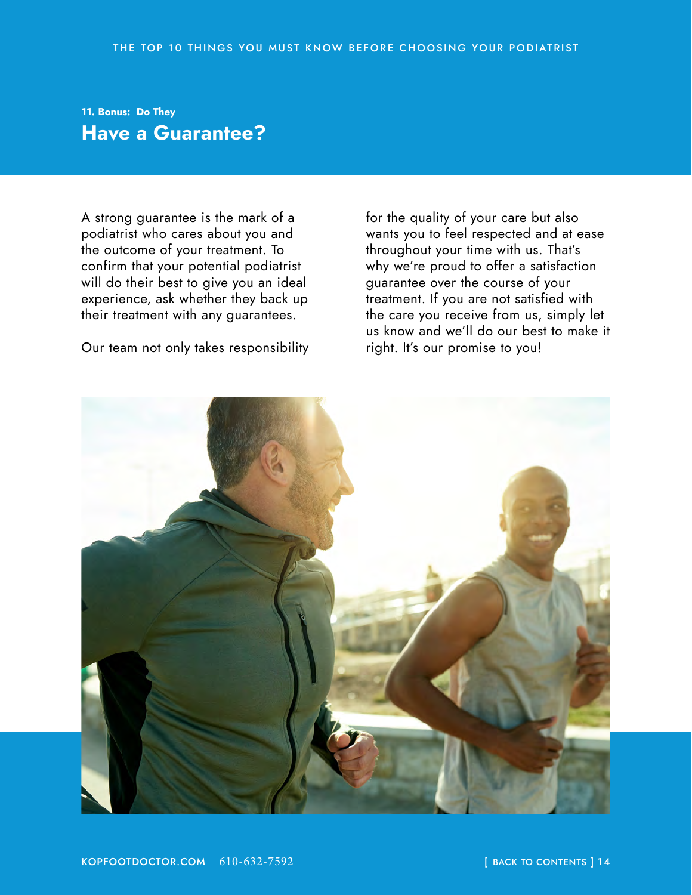### 11. Bonus: Do They

## Have a Guarantee?

A strong guarantee is the mark of a podiatrist who cares about you and the outcome of your treatment. To confirm that your potential podiatrist will do their best to give you an ideal experience, ask whether they back up their treatment with any guarantees.

Our team not only takes responsibility for the quality of your care but also wants you to feel respected and at ease throughout your time with us. That's why we're proud to offer a satisfaction guarantee over the course of your treatment. If you are not satisfied with the care you receive from us, simply let us know and we'll do our best to make it right. It's our promise to you!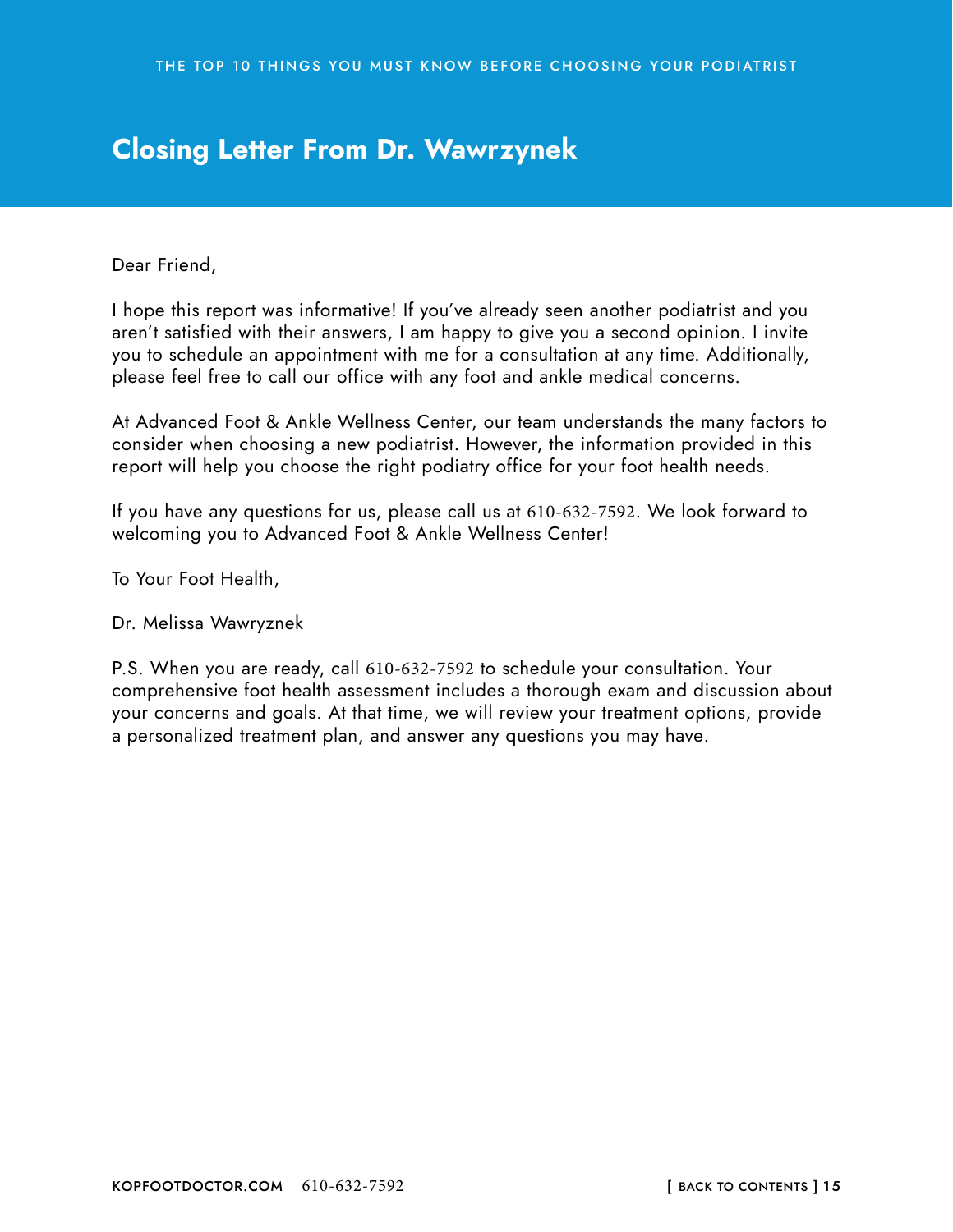# Closing Letter From Dr. Wawrzynek

Dear Friend,

I hope this report was informative! If you've already seen another podiatrist and you aren't satisfied with their answers, I am happy to give you a second opinion. I invite you to schedule an appointment with me for a consultation at any time. Additionally, please feel free to call our office with any foot and ankle medical concerns.

At Advanced Foot & Ankle Wellness Center, our team understands the many factors to consider when choosing a new podiatrist. However, the information provided in this report will help you choose the right podiatry office for your foot health needs.

If you have any questions for us, please call us at 610-632-7592. We look forward to welcoming you to Advanced Foot & Ankle Wellness Center!

To Your Foot Health,

Dr. Melissa Wawryznek

P.S. When you are ready, call 610-632-7592 to schedule your consultation. Your comprehensive foot health assessment includes a thorough exam and discussion about your concerns and goals. At that time, we will review your treatment options, provide a personalized treatment plan, and answer any questions you may have.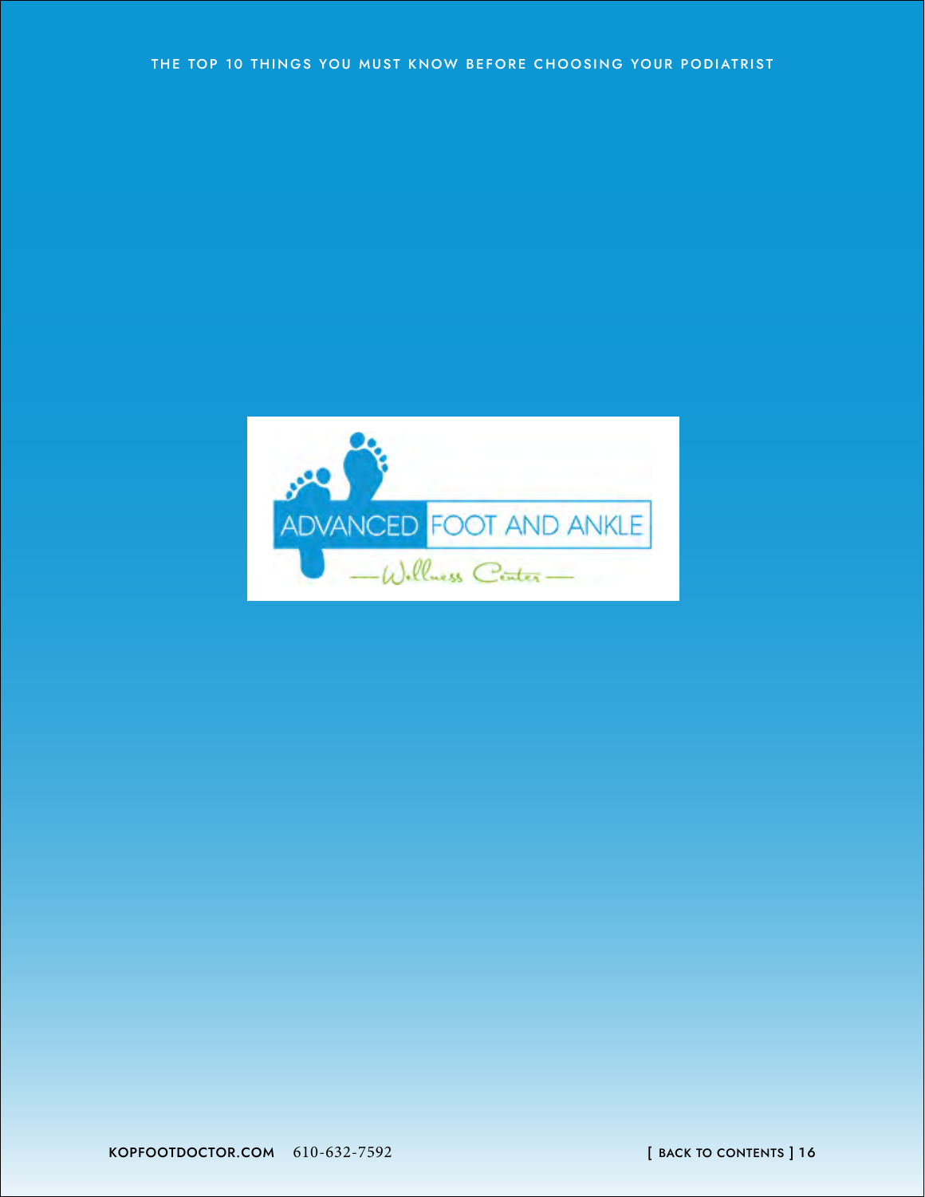ADVANCED FOOT AND ANKLE

Wellness Center